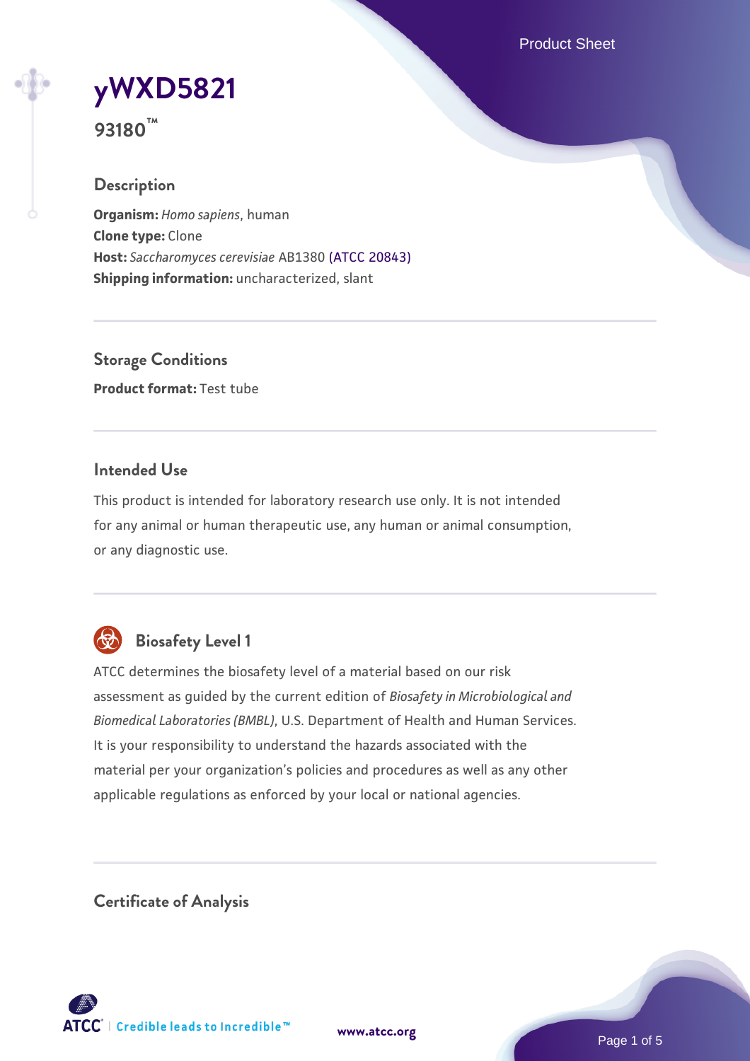# yWXD5821

**93180™**

## Description

**Organism:** *Homo sapiens*, human
**Clone type:** Clone
**Host:** *Saccharomyces cerevisiae* AB1380 (ATCC 20843)
**Shipping information:** uncharacterized, slant

## Storage Conditions

**Product format:** Test tube

## Intended Use

This product is intended for laboratory research use only. It is not intended for any animal or human therapeutic use, any human or animal consumption, or any diagnostic use.

## Biosafety Level 1

ATCC determines the biosafety level of a material based on our risk assessment as guided by the current edition of *Biosafety in Microbiological and Biomedical Laboratories (BMBL)*, U.S. Department of Health and Human Services. It is your responsibility to understand the hazards associated with the material per your organization's policies and procedures as well as any other applicable regulations as enforced by your local or national agencies.

## Certificate of Analysis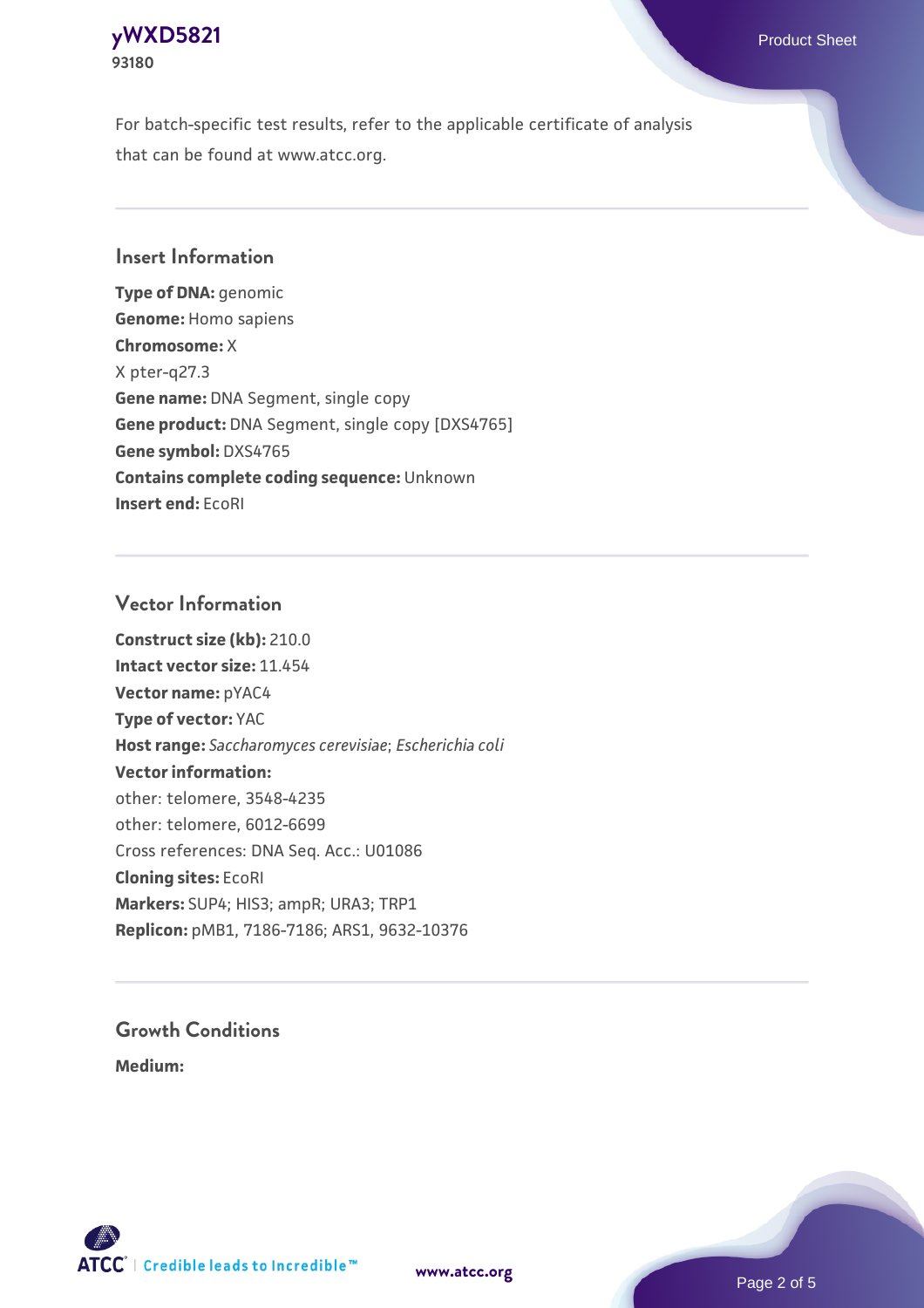For batch-specific test results, refer to the applicable certificate of analysis that can be found at www.atcc.org.

## Insert Information

**Type of DNA:** genomic
**Genome:** Homo sapiens
**Chromosome:** X
X pter-q27.3
**Gene name:** DNA Segment, single copy
**Gene product:** DNA Segment, single copy [DXS4765]
**Gene symbol:** DXS4765
**Contains complete coding sequence:** Unknown
**Insert end:** EcoRI

## Vector Information

**Construct size (kb):** 210.0
**Intact vector size:** 11.454
**Vector name:** pYAC4
**Type of vector:** YAC
**Host range:** *Saccharomyces cerevisiae*; *Escherichia coli*
**Vector information:**
other: telomere, 3548-4235
other: telomere, 6012-6699
Cross references: DNA Seq. Acc.: U01086
**Cloning sites:** EcoRI
**Markers:** SUP4; HIS3; ampR; URA3; TRP1
**Replicon:** pMB1, 7186-7186; ARS1, 9632-10376

## Growth Conditions

**Medium:**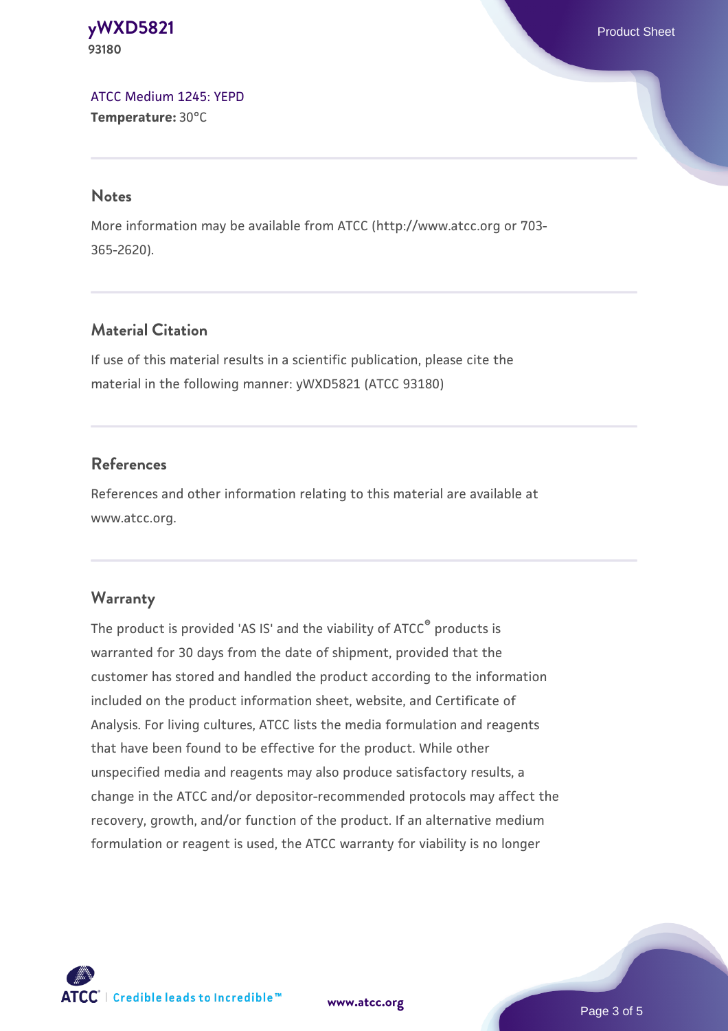ATCC Medium 1245: YEPD
**Temperature:** 30°C

## Notes

More information may be available from ATCC (http://www.atcc.org or 703-365-2620).

## Material Citation

If use of this material results in a scientific publication, please cite the material in the following manner: yWXD5821 (ATCC 93180)

## References

References and other information relating to this material are available at www.atcc.org.

## Warranty

The product is provided 'AS IS' and the viability of ATCC® products is warranted for 30 days from the date of shipment, provided that the customer has stored and handled the product according to the information included on the product information sheet, website, and Certificate of Analysis. For living cultures, ATCC lists the media formulation and reagents that have been found to be effective for the product. While other unspecified media and reagents may also produce satisfactory results, a change in the ATCC and/or depositor-recommended protocols may affect the recovery, growth, and/or function of the product. If an alternative medium formulation or reagent is used, the ATCC warranty for viability is no longer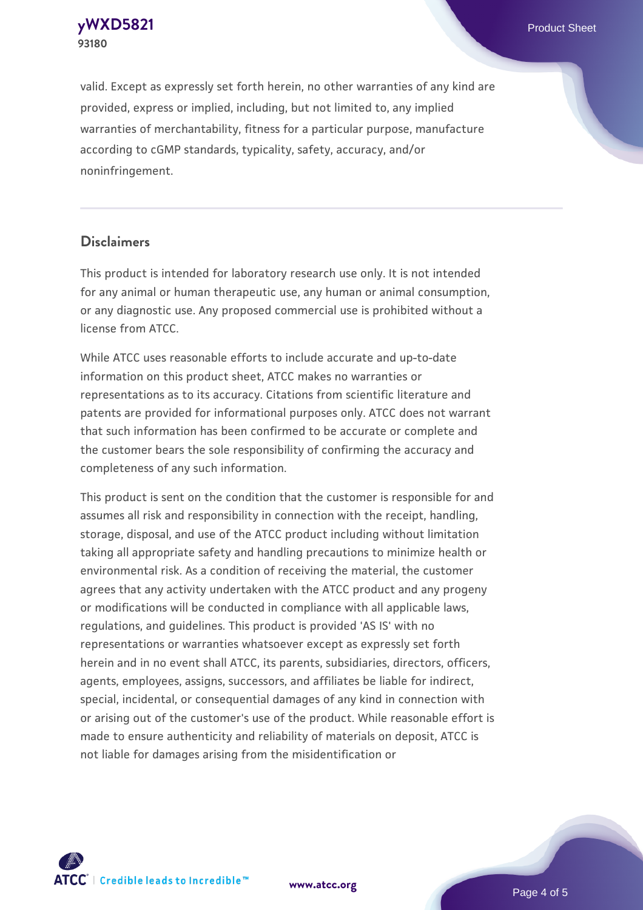valid. Except as expressly set forth herein, no other warranties of any kind are provided, express or implied, including, but not limited to, any implied warranties of merchantability, fitness for a particular purpose, manufacture according to cGMP standards, typicality, safety, accuracy, and/or noninfringement.

## Disclaimers

This product is intended for laboratory research use only. It is not intended for any animal or human therapeutic use, any human or animal consumption, or any diagnostic use. Any proposed commercial use is prohibited without a license from ATCC.

While ATCC uses reasonable efforts to include accurate and up-to-date information on this product sheet, ATCC makes no warranties or representations as to its accuracy. Citations from scientific literature and patents are provided for informational purposes only. ATCC does not warrant that such information has been confirmed to be accurate or complete and the customer bears the sole responsibility of confirming the accuracy and completeness of any such information.

This product is sent on the condition that the customer is responsible for and assumes all risk and responsibility in connection with the receipt, handling, storage, disposal, and use of the ATCC product including without limitation taking all appropriate safety and handling precautions to minimize health or environmental risk. As a condition of receiving the material, the customer agrees that any activity undertaken with the ATCC product and any progeny or modifications will be conducted in compliance with all applicable laws, regulations, and guidelines. This product is provided 'AS IS' with no representations or warranties whatsoever except as expressly set forth herein and in no event shall ATCC, its parents, subsidiaries, directors, officers, agents, employees, assigns, successors, and affiliates be liable for indirect, special, incidental, or consequential damages of any kind in connection with or arising out of the customer's use of the product. While reasonable effort is made to ensure authenticity and reliability of materials on deposit, ATCC is not liable for damages arising from the misidentification or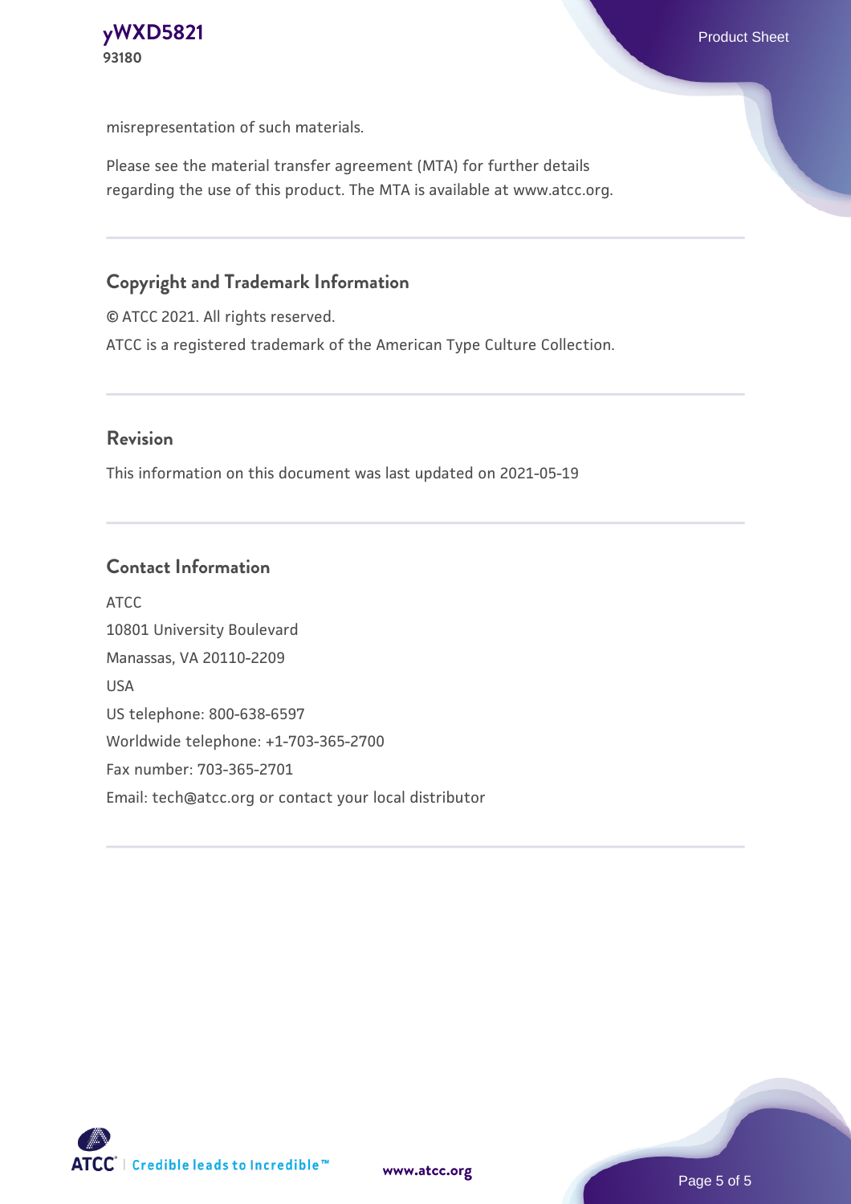misrepresentation of such materials.

Please see the material transfer agreement (MTA) for further details regarding the use of this product. The MTA is available at www.atcc.org.

## Copyright and Trademark Information

© ATCC 2021. All rights reserved.

ATCC is a registered trademark of the American Type Culture Collection.

## Revision

This information on this document was last updated on 2021-05-19

## Contact Information

ATCC
10801 University Boulevard
Manassas, VA 20110-2209
USA
US telephone: 800-638-6597
Worldwide telephone: +1-703-365-2700
Fax number: 703-365-2701
Email: tech@atcc.org or contact your local distributor